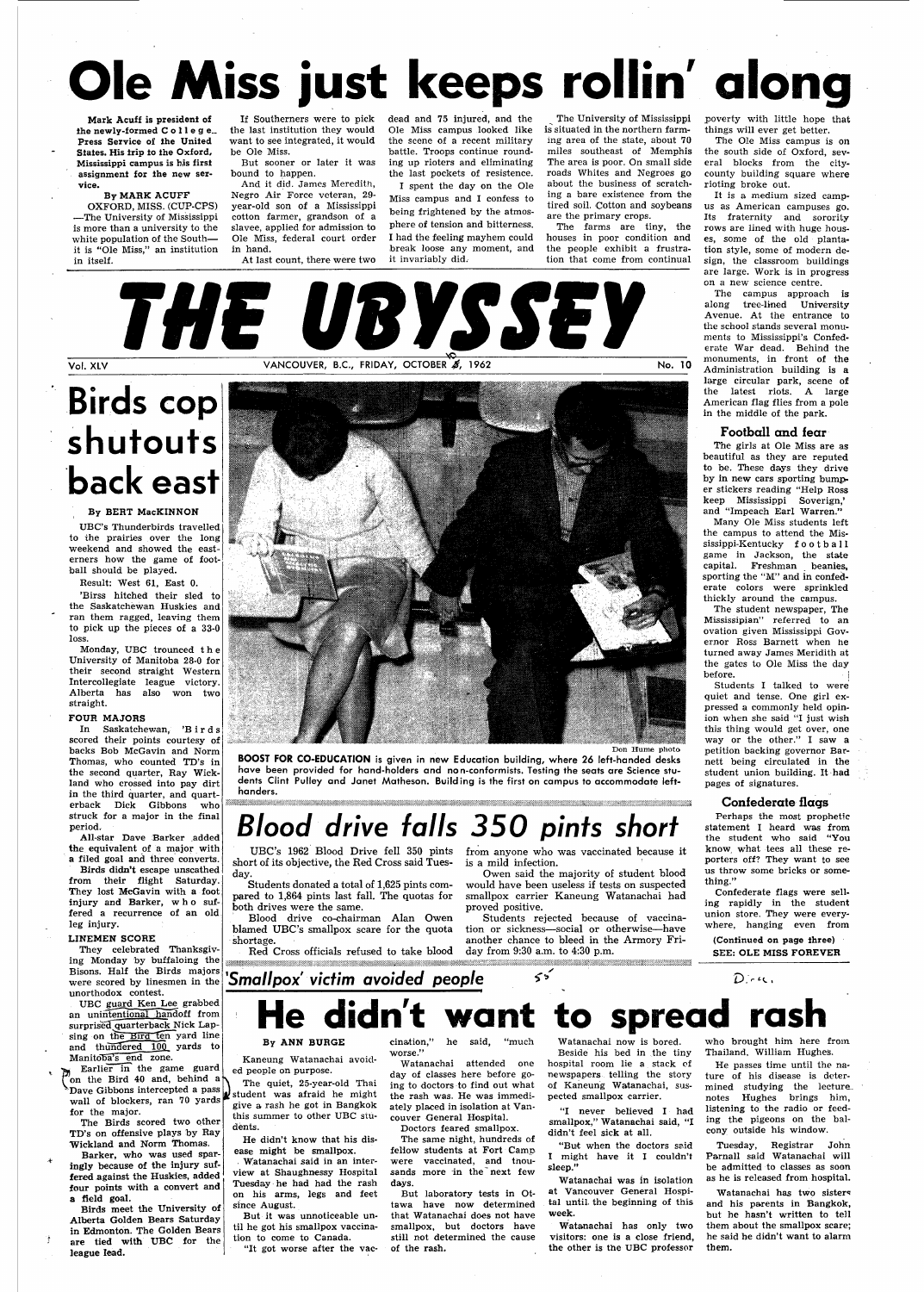# Ole Miss just keeps rollin' along

**Mark Acuff is president of the newly-formed College Press Service of the United States. His trip to the Oxford, Mississippi campus is his first assignment for the new service.**

By MARK ACUFF

OXFORD, MISS. (CUP-CPS) —The University of Mississippi is more than a university to the white population of the South— it is "Ole Miss," an institution in itself.

If Southerners were to pick the last institution they would want to see integrated, it would be Ole Miss.

But sooner or later it was bound to happen.

And it did. James Meredith, Negro Air Force veteran, 29-year-old son of a Mississippi cotton farmer, grandson of a slavee, applied for admission to Ole Miss, federal court order in hand.

At last count, there were two dead and 75 injured, and the Ole Miss campus looked like the scene of a recent military battle. Troops continue rounding up rioters and elliminating the last pockets of resistence.

I spent the day on the Ole Miss campus and I confess to being frightened by the atmosphere of tension and bitterness. I had the feeling mayhem could break loose any moment, and it invariably did.

The University of Mississippi is situated in the northern farming area of the state, about 70 miles southeast of Memphis. The area is poor. On small side roads Whites and Negroes go about the business of scratching a bare existence from the tired soil. Cotton and soybeans are the primary crops.

The farms are tiny, the houses in poor condition and the people exhibit a frustration that come from continual poverty with little hope that things will ever get better.

The Ole Miss campus is on the south side of Oxford, several blocks from the city-county building square where rioting broke out.

It is a medium sized campus as American campuses go. Its fraternity and sorority rows are lined with huge houses, some of the old plantation style, some of modern design, the classroom buildings are large. Work is in progress on a new science centre.

The campus approach is along tree-lined University Avenue. At the entrance to the school stands several monuments to Mississippi's Confederate War dead. Behind the monuments, in front of the Administration building is a large circular park, scene of the latest riots. A large American flag flies from a pole in the middle of the park.

### Football and fear

The girls at Ole Miss are as beautiful as they are reputed to be. These days they drive by in new cars sporting bumper stickers reading "Help Ross keep Mississippi Soverign,' and "Impeach Earl Warren."

Many Ole Miss students left the campus to attend the Mississippi-Kentucky football game in Jackson, the state capital. Freshman beanies, sporting the "M" and in confederate colors were sprinkled thickly around the campus.

The student newspaper, The Mississipian" referred to an ovation given Mississippi Governor Ross Barnett when he turned away James Meriditth at the gates to Ole Miss the day before.

Students I talked to were quiet and tense. One girl expressed a commonly held opinion when she said "I just wish this thing would get over, one way or the other." I saw a petition backing governor Barnett being circulated in the student union building. It had pages of signatures.

### Confederate flags

Perhaps the most prophetic statement I heard was from the student who said "You know, what tees all these reporters off? They want to see us throw some bricks or something."

Confederate flags were selling rapidly in the student union store. They were everywhere, hanging even from

**(Continued on page three)**
**SEE: OLE MISS FOREVER**

# THE UBYSSEY

Vol. XLV — VANCOUVER, B.C., FRIDAY, OCTOBER 5, 1962 — No. 10

# Birds cop shutouts back east

By BERT MacKINNON

UBC's Thunderbirds travelled to the prairies over the long weekend and showed the easterners how the game of football should be played.

Result: West 61, East 0.

'Birss hitched their sled to the Saskatchewan Huskies and ran them ragged, leaving them to pick up the pieces of a 33-0 loss.

Monday, UBC trounced the University of Manitoba 28-0 for their second straight Western Intercollegiate league victory. Alberta has also won two straight.

**FOUR MAJORS**

In Saskatchewan, 'Birds scored their points courtesy of backs Bob McGavin and Norm Thomas, who counted TD's in the second quarter, Ray Wickland who crossed into pay dirt in the third quarter, and quarterback Dick Gibbons who struck for a major in the final period.

All-star Dave Barker added the equivalent of a major with a filed goal and three converts.

Birds didn't escape unscathed from their flight Saturday. They lost McGavin with a foot injury and Barker, who suffered a recurrence of an old leg injury.

**LINEMEN SCORE**

They celebrated Thanksgiving Monday by buffaloing the Bisons. Half the Birds majors were scored by linesmen in the unorthodox contest.

UBC guard Ken Lee grabbed an unintentional handoff from surprised quarterback Nick Lapsing on the Bird ten yard line and thundered 100 yards to Manitoba's end zone.

Earlier in the game guard on the Bird 40 and, behind a Dave Gibbons intercepted a pass wall of blockers, ran 70 yards for the major.

The Birds scored two other TD's on offensive plays by Ray Wickland and Norm Thomas.

Barker, who was used sparingly because of the injury suffered against the Huskies, added four points with a convert and a field goal.

Birds meet the University of Alberta Golden Bears Saturday in Edmonton. The Golden Bears are tied with UBC for the league lead.

Don Hume photo

**BOOST FOR CO-EDUCATION** is given in new Education building, where 26 left-handed desks have been provided for hand-holders and non-conformists. Testing the seats are Science students Clint Pulley and Janet Matheson. Building is the first on campus to accommodate left-handers.

# *Blood drive falls 350 pints short*

UBC's 1962 Blood Drive fell 350 pints short of its objective, the Red Cross said Tuesday.

Students donated a total of 1,625 pints compared to 1,864 pints last fall. The quotas for both drives were the same.

Blood drive co-chairman Alan Owen blamed UBC's smallpox scare for the quota shortage.

Red Cross officials refused to take blood from anyone who was vaccinated because it is a mild infection.

Owen said the majority of student blood would have been useless if tests on suspected smallpox carrier Kaneung Watanachai had proved positive.

Students rejected because of vaccination or sickness—social or otherwise—have another chance to bleed in the Armory Friday from 9:30 a.m. to 4:30 p.m.

## *'Smallpox' victim avoided people*

# He didn't want to spread rash

By ANN BURGE

Kaneung Watanachai avoided people on purpose.

The quiet, 25-year-old Thai student was afraid he might give a rash he got in Bangkok this summer to other UBC students.

He didn't know that his disease might be smallpox.

Watanachai said in an interview at Shaughnessy Hospital Tuesday he had had the rash on his arms, legs and feet since August.

But it was unnoticeable until he got his smallpox vaccination to come to Canada.

"It got worse after the vaccination," he said, "much worse."

Watanachai attended one day of classes here before going to doctors to find out what the rash was. He was immediately placed in isolation at Vancouver General Hospital.

Doctors feared smallpox.

The same night, hundreds of fellow students at Fort Camp were vaccinated, and thousands more in the next few days.

But laboratory tests in Ottawa have now determined that Watanachai does not have smallpox, but doctors have still not determined the cause of the rash.

Watanachai now is bored.

Beside his bed in the tiny hospital room lie a stack of newspapers telling the story of Kaneung Watanachai, suspected smallpox carrier.

"I never believed I had smallpox," Watanachai said, "I didn't feel sick at all.

"But when the doctors said I might have it I couldn't sleep."

Watanachai was in isolation at Vancouver General Hospital until the beginning of this week.

Watanachai has only two visitors: one is a close friend, the other is the UBC professor who brought him here from Thailand, William Hughes.

He passes time until the nature of his disease is determined studying the lecture notes Hughes brings him, listening to the radio or feeding the pigeons on the balcony outside his window.

Tuesday, Registrar John Parnall said Watanachai will be admitted to classes as soon as he is released from hospital.

Watanachai has two sisters and his parents in Bangkok, but he hasn't written to tell them about the smallpox scare; he said he didn't want to alarm them.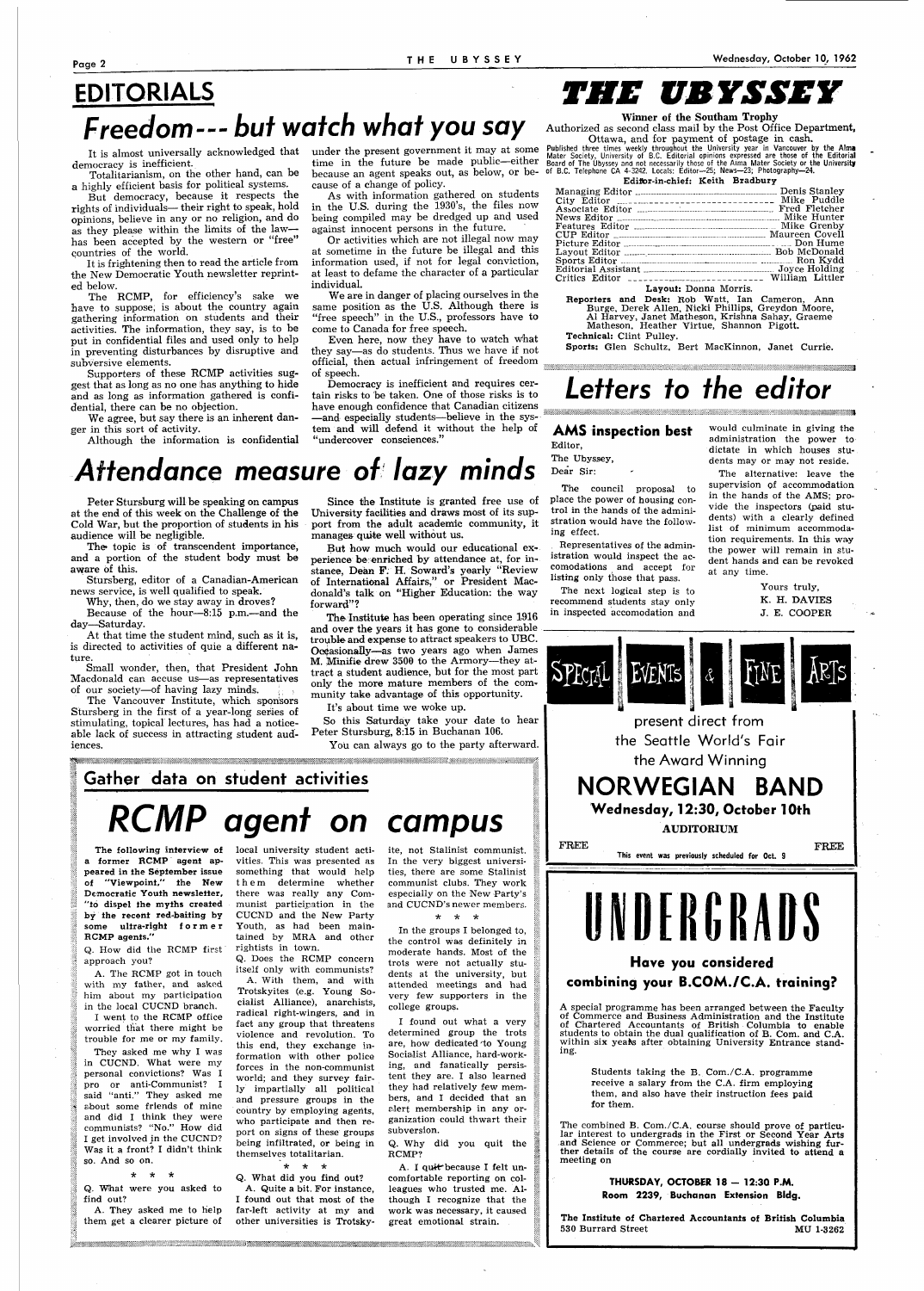# EDITORIALS

## Freedom --- but watch what you say

It is almost universally acknowledged that democracy is inefficient.

Totalitarianism, on the other hand, can be a highly efficient basis for political systems.

But democracy, because it respects the rights of individuals— their right to speak, hold opinions, believe in any or no religion, and do as they please within the limits of the law— has been accepted by the western or "free" countries of the world.

It is frightening then to read the article from the New Democratic Youth newsletter reprinted below.

The RCMP, for efficiency's sake we have to suppose, is about the country again gathering information on students and their activities. The information, they say, is to be put in confidential files and used only to help in preventing disturbances by disruptive and subversive elements.

Supporters of these RCMP activities suggest that as long as no one has anything to hide and as long as information gathered is confidential, there can be no objection.

We agree, but say there is an inherent danger in this sort of activity.

Although the information is confidential under the present government it may at some time in the future be made public—either because an agent speaks out, as below, or because of a change of policy.

As with information gathered on students in the U.S. during the 1930's, the files now being compiled may be dredged up and used against innocent persons in the future.

Or activities which are not illegal now may at sometime in the future be illegal and this information used, if not for legal conviction, at least to defame the character of a particular individual.

We are in danger of placing ourselves in the same position as the U.S. Although there is "free speech" in the U.S., professors have to come to Canada for free speech.

Even here, now they have to watch what they say—as do students. Thus we have if not official, then actual infringement of freedom of speech.

Democracy is inefficient and requires certain risks to be taken. One of those risks is to have enough confidence that Canadian citizens —and especially students—believe in the system and will defend it without the help of "undercover consciences."

# THE UBYSSEY

**Winner of the Southam Trophy**

Authorized as second class mail by the Post Office Department, Ottawa, and for payment of postage in cash.

Published three times weekly throughout the University year in Vancouver by the Alma Mater Society, University of B.C. Editorial opinions expressed are those of the Editorial Board of The Ubyssey and not necessarily those of the Alma Mater Society or the University of B.C. Telephone CA 4-3242. Locals: Editor—25; News—23; Photography—24.

**Editor-in-chief: Keith Bradbury**

Managing Editor .... Denis Stanley
City Editor .... Mike Puddle
Associate Editor .... Fred Fletcher
News Editor .... Mike Hunter
Features Editor .... Mike Grenby
CUP Editor .... Maureen Covell
Picture Editor .... Don Hume
Layout Editor .... Bob McDonald
Sports Editor .... Ron Kydd
Editorial Assistant .... Joyce Holding
Critics Editor .... William Littler

**Layout:** Donna Morris.

**Reporters and Desk:** Rob Watt, Ian Cameron, Ann Burge, Derek Allen, Nicki Phillips, Greydon Moore, Al Harvey, Janet Matheson, Krishna Sahay, Graeme Matheson, Heather Virtue, Shannon Pigott.

**Technical:** Clint Pulley.

**Sports:** Glen Schultz, Bert MacKinnon, Janet Currie.

# Letters to the editor

### AMS inspection best

Editor,
The Ubyssey,
Dear Sir:

The council proposal to place the power of housing control in the hands of the administration would have the following effect.

Representatives of the administration would inspect the accomodations and accept for listing only those that pass.

The next logical step is to recommend students stay only in inspected accomodation and would culminate in giving the administration the power to dictate in which houses students may or may not reside.

The alternative: leave the supervision of accommodation in the hands of the AMS; provide the inspectors (paid students) with a clearly defined list of minimum accommodation requirements. In this way the power will remain in student hands and can be revoked at any time.

Yours truly,
K. H. DAVIES
J. E. COOPER

## Attendance measure of lazy minds

Peter Stursburg will be speaking on campus at the end of this week on the Challenge of the Cold War, but the proportion of students in his audience will be negligible.

The topic is of transcendent importance, and a portion of the student body must be aware of this.

Stursberg, editor of a Canadian-American news service, is well qualified to speak.

Why, then, do we stay away in droves?

Because of the hour—8:15 p.m.—and the day—Saturday.

At that time the student mind, such as it is, is directed to activities of quie a different nature.

Small wonder, then, that President John Macdonald can accuse us—as representatives of our society—of having lazy minds.

The Vancouver Institute, which sponsors Stursberg in the first of a year-long series of stimulating, topical lectures, has had a noticeable lack of success in attracting student audiences.

Since the Institute is granted free use of University facilities and draws most of its support from the adult academic community, it manages quite well without us.

But how much would our educational experience be enriched by attendance at, for instance, Dean F. H. Soward's yearly "Review of International Affairs," or President Macdonald's talk on "Higher Education: the way forward"?

The Institute has been operating since 1916 and over the years it has gone to considerable trouble and expense to attract speakers to UBC. Occasionally—as two years ago when James M. Minifie drew 3500 to the Armory—they attract a student audience, but for the most part only the more mature members of the community take advantage of this opportunity.

It's about time we woke up.

So this Saturday take your date to hear Peter Stursburg, 8:15 in Buchanan 106.

You can always go to the party afterward.

### Gather data on student activities

# RCMP agent on campus

**The following interview of a former RCMP agent appeared in the September issue of "Viewpoint," the New Democratic Youth newsletter, "to dispel the myths created by the recent red-baiting by some ultra-right former RCMP agents."**

Q. How did the RCMP first approach you?

A. The RCMP got in touch with my father, and asked him about my participation in the local CUCND branch.

I went to the RCMP office worried that there might be trouble for me or my family.

They asked me why I was in CUCND. What were my personal convictions? Was I pro or anti-Communist? I said "anti." They asked me about some friends of mine and did I think they were communists? "No." How did I get involved in the CUCND? Was it a front? I didn't think so. And so on.

\* \* \*

Q. What were you asked to find out?

A. They asked me to help them get a clearer picture of local university student activities. This was presented as something that would help them determine whether there was really any Communist participation in the CUCND and the New Party Youth, as had been maintained by MRA and other rightists in town.

Q. Does the RCMP concern itself only with communists?

A. With them, and with Trotskyites (e.g. Young Socialist Alliance), anarchists, radical right-wingers, and in fact any group that threatens violence and revolution. To this end, they exchange information with other police forces in the non-communist world; and they survey fairly impartially all political and pressure groups in the country by employing agents, who participate and then report on signs of these groups being infiltrated, or being in themselves totalitarian.

\* \* \*

Q. What did you find out?

A. Quite a bit. For instance, I found out that most of the far-left activity at my and other universities is Trotskyite, not Stalinist communist. In the very biggest universities, there are some Stalinist communist clubs. They work especially on the New Party's and CUCND's newer members.

\* \* \*

In the groups I belonged to, the control was definitely in moderate hands. Most of the trots were not actually students at the university, but attended meetings and had very few supporters in the college groups.

I found out what a very determined group the trots are, how dedicated to Young Socialist Alliance, hard-working, and fanatically persistent they are. I also learned they had relatively few members, and I decided that an alert membership in any organization could thwart their subversion.

Q. Why did you quit the RCMP?

A. I quit because I felt uncomfortable reporting on colleagues who trusted me. Although I recognize that the work was necessary, it caused great emotional strain.

SPECIAL EVENTS & FINE ARTS

present direct from the Seattle World's Fair the Award Winning

## NORWEGIAN BAND

**Wednesday, 12:30, October 10th**

**AUDITORIUM**

FREE FREE

This event was previously scheduled for Oct. 9

# UNDERGRADS

### Have you considered combining your B.COM./C.A. training?

A special programme has been arranged between the Faculty of Commerce and Business Administration and the Institute of Chartered Accountants of British Columbia to enable students to obtain the dual qualification of B. Com. and C.A. within six years after obtaining University Entrance standing.

Students taking the B. Com./C.A. programme receive a salary from the C.A. firm employing them, and also have their instruction fees paid for them.

The combined B. Com./C.A. course should prove of particular interest to undergrads in the First or Second Year Arts and Science or Commerce; but all undergrads wishing further details of the course are cordially invited to attend a meeting on

**THURSDAY, OCTOBER 18 — 12:30 P.M.**
**Room 2239, Buchanan Extension Bldg.**

**The Institute of Chartered Accountants of British Columbia**
**530 Burrard Street MU 1-3262**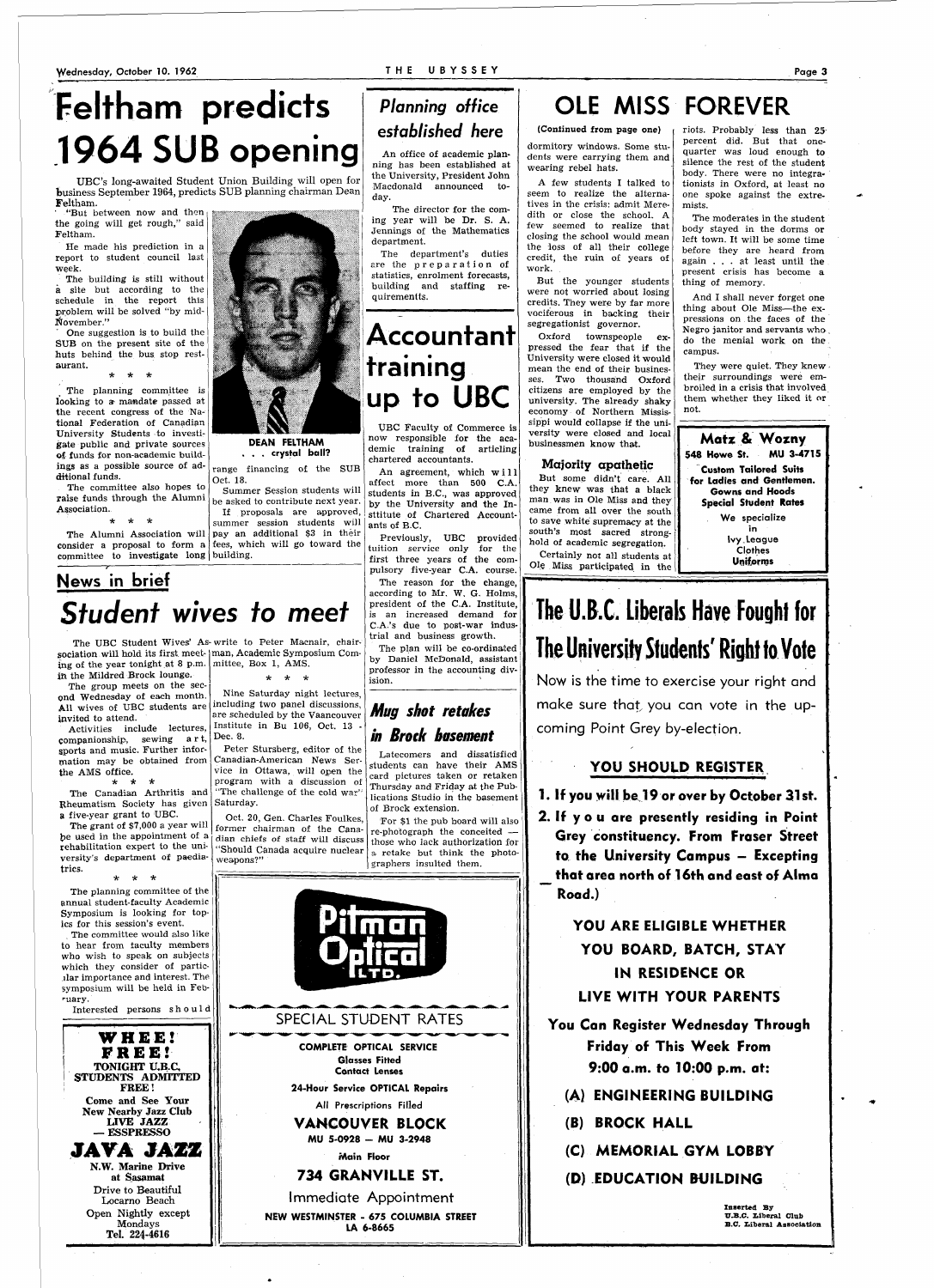# Feltham predicts 1964 SUB opening

UBC's long-awaited Student Union Building will open for business September 1964, predicts SUB planning chairman Dean Feltham.

"But between now and then the going will get rough," said Feltham.

He made his prediction in a report to student council last week.

The building is still without a site but according to the schedule in the report this problem will be solved "by mid-November."

One suggestion is to build the SUB on the present site of the huts behind the bus stop restaurant.

\* \* \*

The planning committee is looking to a mandate passed at the recent congress of the National Federation of Canadian University Students to investigate public and private sources of funds for non-academic buildings as a possible source of additional funds.

The committee also hopes to raise funds through the Alumni Association.

\* \* \*

The Alumni Association will consider a proposal to form a committee to investigate long range financing of the SUB Oct. 18.

Summer Session students will be asked to contribute next year.

If proposals are approved, summer session students will pay an additional $3 in their fees, which will go toward the building.

**DEAN FELTHAM**
**. . . crystal ball?**

## News in brief

# Student wives to meet

The UBC Student Wives' Association will hold its first meeting of the year tonight at 8 p.m. in the Mildred Brock lounge.

The group meets on the second Wednesday of each month. All wives of UBC students are invited to attend.

Activities include lectures, companionship, sewing art, sports and music. Further information may be obtained from the AMS office.

\* \* \*

The Canadian Arthritis and Rheumatism Society has given a five-year grant to UBC.

The grant of $7,000 a year will be used in the appointment of a rehabilitation expert to the university's department of paediatries.

\* \* \*

The planning committee of the annual student-faculty Academic Symposium is looking for topics for this session's event.

The committee would also like to hear from faculty members who wish to speak on subjects which they consider of particular importance and interest. The symposium will be held in February.

Interested persons should write to Peter Macnair, chairman, Academic Symposium Committee, Box 1, AMS.

\* \* \*

Nine Saturday night lectures, including two panel discussions, are scheduled by the Vancouver Institute in Bu 106, Oct. 13 - Dec. 8.

Peter Stursberg, editor of the Canadian-American News Service in Ottawa, will open the program with a discussion of "The challenge of the cold war" Saturday.

Oct. 20, Gen. Charles Foulkes, former chairman of the Canadian chiefs of staff will discuss "Should Canada acquire nuclear weapons?"

**WHEE! FREE!**
**TONIGHT U.B.C. STUDENTS ADMITTED FREE!**
Come and See Your New Nearby Jazz Club
**LIVE JAZZ — ESSPRESSO**
**JAVA JAZZ**
N.W. Marine Drive at Sasamat
Drive to Beautiful Locarno Beach
Open Nightly except Mondays
Tel. 224-4616

## Planning office established here

An office of academic planning has been established at the University, President John Macdonald announced today.

The director for the coming year will be Dr. S. A. Jennings of the Mathematics department.

The department's duties are the preparation of statistics, enrolment forecasts, building and staffing requirementts.

# Accountant training up to UBC

UBC Faculty of Commerce is now responsible for the academic training of articling chartered accountants.

An agreement, which will affect more than 500 C.A. students in B.C., was approved by the University and the Institute of Chartered Accountants of B.C.

Previously, UBC provided tuition service only for the first three years of the compulsory five-year C.A. course.

The reason for the change, according to Mr. W. G. Holms, president of the C.A. Institute, is an increased demand for C.A.'s due to post-war industrial and business growth.

The plan will be co-ordinated by Daniel McDonald, assistant professor in the accounting division.

## Mug shot retakes in Brock basement

Latecomers and dissatisfied students can have their AMS card pictures taken or retaken Thursday and Friday at the Publications Studio in the basement of Brock extension.

For $1 the pub board will also re-photograph the conceited — those who lack authorization for a retake but think the photographers insulted them.

**Pitman Optical LTD.**
SPECIAL STUDENT RATES
**COMPLETE OPTICAL SERVICE**
Glasses Fitted
Contact Lenses
24-Hour Service OPTICAL Repairs
All Prescriptions Filled
**VANCOUVER BLOCK**
MU 5-0928 — MU 3-2948
Main Floor
**734 GRANVILLE ST.**
Immediate Appointment
NEW WESTMINSTER - 675 COLUMBIA STREET
LA 6-8665

# OLE MISS FOREVER

(Continued from page one)

dormitory windows. Some students were carrying them and wearing rebel hats.

A few students I talked to seem to realize the alternatives in the crisis: admit Meredith or close the school. A few seemed to realize that closing the school would mean the loss of all their college credit, the ruin of years of work.

But the younger students were not worried about losing credits. They were by far more vociferous in backing their segregationist governor.

Oxford townspeople expressed the fear that if the University were closed it would mean the end of their businesses. Two thousand Oxford citizens are employed by the university. The already shaky economy of Northern Mississippi would collapse if the university were closed and local businessmen know that.

### Majority apathetic

But some didn't care. All they knew was that a black man was in Ole Miss and they came from all over the south to save white supremacy at the south's most sacred stronghold of academic segregation.

Certainly not all students at Ole Miss participated in the riots. Probably less than 25 percent did. But that one-quarter was loud enough to silence the rest of the student body. There were no integrationists in Oxford, at least no one spoke against the extremists.

The moderates in the student body stayed in the dorms or left town. It will be some time before they are heard from again . . . at least until the present crisis has become a thing of memory.

And I shall never forget one thing about Ole Miss—the expressions on the faces of the Negro janitor and servants who do the menial work on the campus.

They were quiet. They knew their surroundings were embroiled in a crisis that involved them whether they liked it or not.

**Matz & Wozny**
548 Howe St. MU 3-4715
Custom Tailored Suits for Ladies and Gentlemen.
Gowns and Hoods
Special Student Rates
We specialize in Ivy League Clothes Uniforms

# The U.B.C. Liberals Have Fought for The University Students' Right to Vote

Now is the time to exercise your right and make sure that you can vote in the upcoming Point Grey by-election.

## YOU SHOULD REGISTER

1. If you will be 19 or over by October 31st.
2. If you are presently residing in Point Grey constituency. From Fraser Street to the University Campus — Excepting that area north of 16th and east of Alma Road.)

**YOU ARE ELIGIBLE WHETHER YOU BOARD, BATCH, STAY IN RESIDENCE OR LIVE WITH YOUR PARENTS**

**You Can Register Wednesday Through Friday of This Week From 9:00 a.m. to 10:00 p.m. at:**

(A) ENGINEERING BUILDING
(B) BROCK HALL
(C) MEMORIAL GYM LOBBY
(D) EDUCATION BUILDING

Inserted By
U.B.C. Liberal Club
B.C. Liberal Association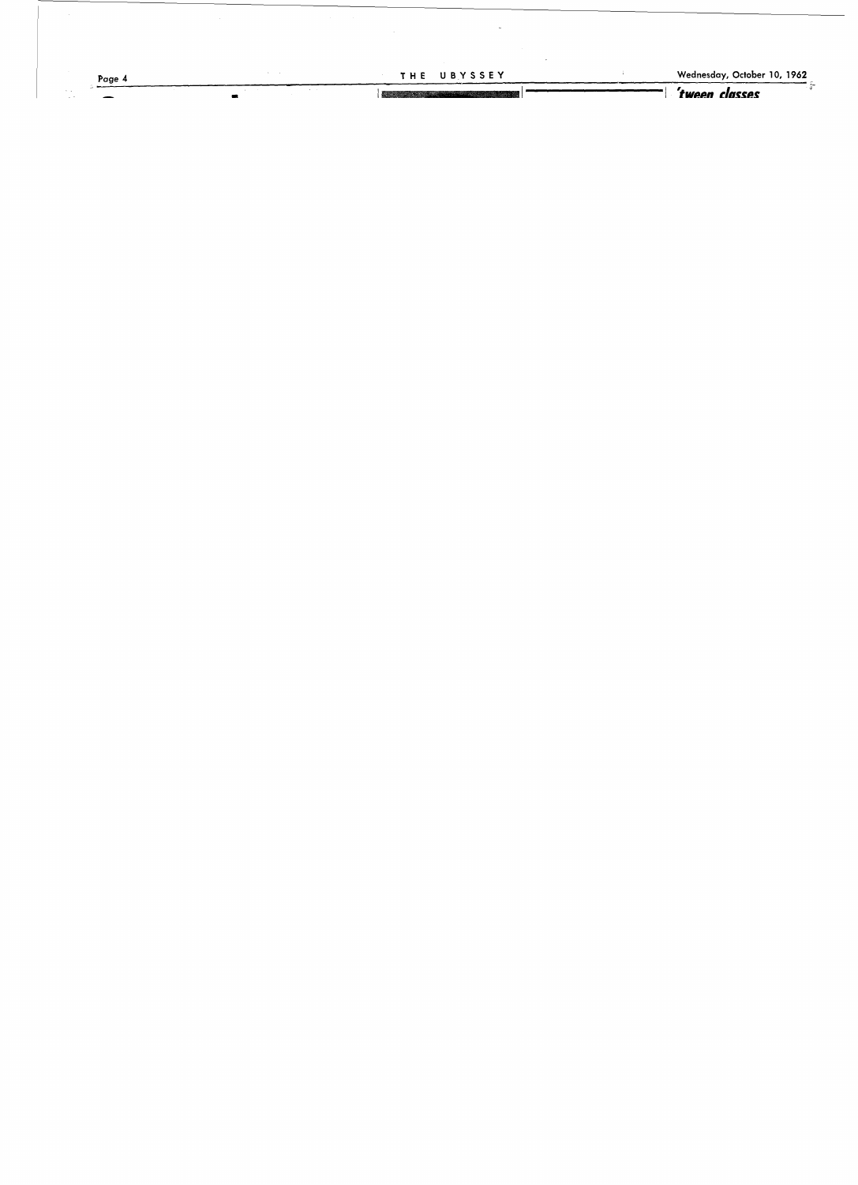## 'tween classes